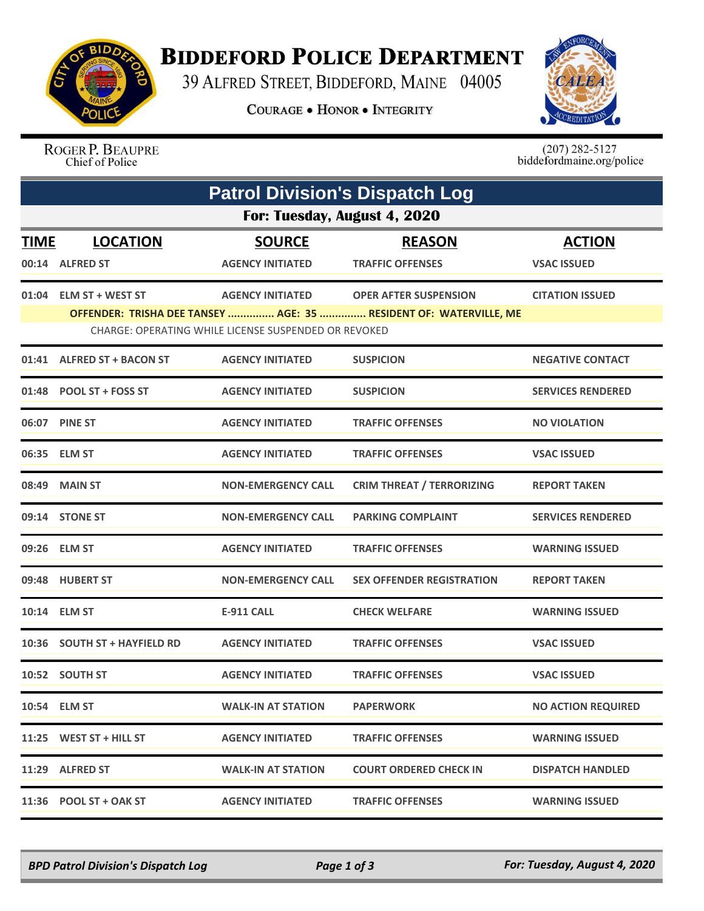# Biddeford Police Department

39 Alfred Street, Biddeford, Maine 04005

**Courage • Honor • Integrity**

Roger P. Beaupre
Chief of Police

(207) 282-5127
biddefordmaine.org/police

## Patrol Division's Dispatch Log

### For: Tuesday, August 4, 2020

| TIME | LOCATION | SOURCE | REASON | ACTION |
|---|---|---|---|---|
| 00:14 | ALFRED ST | AGENCY INITIATED | TRAFFIC OFFENSES | VSAC ISSUED |
| 01:04 | ELM ST + WEST ST | AGENCY INITIATED | OPER AFTER SUSPENSION | CITATION ISSUED |
| | OFFENDER: TRISHA DEE TANSEY ............... AGE: 35 ............... RESIDENT OF: WATERVILLE, ME | | | |
| | CHARGE: OPERATING WHILE LICENSE SUSPENDED OR REVOKED | | | |
| 01:41 | ALFRED ST + BACON ST | AGENCY INITIATED | SUSPICION | NEGATIVE CONTACT |
| 01:48 | POOL ST + FOSS ST | AGENCY INITIATED | SUSPICION | SERVICES RENDERED |
| 06:07 | PINE ST | AGENCY INITIATED | TRAFFIC OFFENSES | NO VIOLATION |
| 06:35 | ELM ST | AGENCY INITIATED | TRAFFIC OFFENSES | VSAC ISSUED |
| 08:49 | MAIN ST | NON-EMERGENCY CALL | CRIM THREAT / TERRORIZING | REPORT TAKEN |
| 09:14 | STONE ST | NON-EMERGENCY CALL | PARKING COMPLAINT | SERVICES RENDERED |
| 09:26 | ELM ST | AGENCY INITIATED | TRAFFIC OFFENSES | WARNING ISSUED |
| 09:48 | HUBERT ST | NON-EMERGENCY CALL | SEX OFFENDER REGISTRATION | REPORT TAKEN |
| 10:14 | ELM ST | E-911 CALL | CHECK WELFARE | WARNING ISSUED |
| 10:36 | SOUTH ST + HAYFIELD RD | AGENCY INITIATED | TRAFFIC OFFENSES | VSAC ISSUED |
| 10:52 | SOUTH ST | AGENCY INITIATED | TRAFFIC OFFENSES | VSAC ISSUED |
| 10:54 | ELM ST | WALK-IN AT STATION | PAPERWORK | NO ACTION REQUIRED |
| 11:25 | WEST ST + HILL ST | AGENCY INITIATED | TRAFFIC OFFENSES | WARNING ISSUED |
| 11:29 | ALFRED ST | WALK-IN AT STATION | COURT ORDERED CHECK IN | DISPATCH HANDLED |
| 11:36 | POOL ST + OAK ST | AGENCY INITIATED | TRAFFIC OFFENSES | WARNING ISSUED |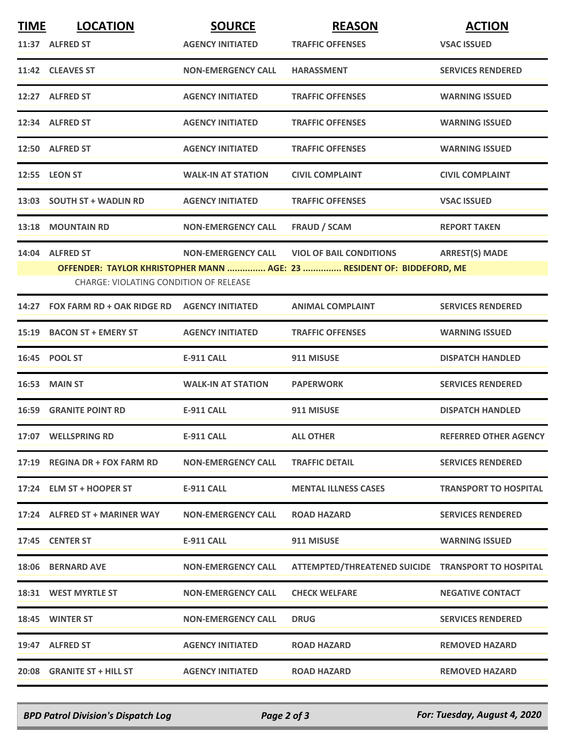| TIME | LOCATION | SOURCE | REASON | ACTION |
|---|---|---|---|---|
| 11:37 | ALFRED ST | AGENCY INITIATED | TRAFFIC OFFENSES | VSAC ISSUED |
| 11:42 | CLEAVES ST | NON-EMERGENCY CALL | HARASSMENT | SERVICES RENDERED |
| 12:27 | ALFRED ST | AGENCY INITIATED | TRAFFIC OFFENSES | WARNING ISSUED |
| 12:34 | ALFRED ST | AGENCY INITIATED | TRAFFIC OFFENSES | WARNING ISSUED |
| 12:50 | ALFRED ST | AGENCY INITIATED | TRAFFIC OFFENSES | WARNING ISSUED |
| 12:55 | LEON ST | WALK-IN AT STATION | CIVIL COMPLAINT | CIVIL COMPLAINT |
| 13:03 | SOUTH ST + WADLIN RD | AGENCY INITIATED | TRAFFIC OFFENSES | VSAC ISSUED |
| 13:18 | MOUNTAIN RD | NON-EMERGENCY CALL | FRAUD / SCAM | REPORT TAKEN |
| 14:04 | ALFRED ST | NON-EMERGENCY CALL | VIOL OF BAIL CONDITIONS | ARREST(S) MADE |
| | OFFENDER: TAYLOR KHRISTOPHER MANN ............... AGE: 23 ............... RESIDENT OF: BIDDEFORD, ME | | | |
| | CHARGE: VIOLATING CONDITION OF RELEASE | | | |
| 14:27 | FOX FARM RD + OAK RIDGE RD | AGENCY INITIATED | ANIMAL COMPLAINT | SERVICES RENDERED |
| 15:19 | BACON ST + EMERY ST | AGENCY INITIATED | TRAFFIC OFFENSES | WARNING ISSUED |
| 16:45 | POOL ST | E-911 CALL | 911 MISUSE | DISPATCH HANDLED |
| 16:53 | MAIN ST | WALK-IN AT STATION | PAPERWORK | SERVICES RENDERED |
| 16:59 | GRANITE POINT RD | E-911 CALL | 911 MISUSE | DISPATCH HANDLED |
| 17:07 | WELLSPRING RD | E-911 CALL | ALL OTHER | REFERRED OTHER AGENCY |
| 17:19 | REGINA DR + FOX FARM RD | NON-EMERGENCY CALL | TRAFFIC DETAIL | SERVICES RENDERED |
| 17:24 | ELM ST + HOOPER ST | E-911 CALL | MENTAL ILLNESS CASES | TRANSPORT TO HOSPITAL |
| 17:24 | ALFRED ST + MARINER WAY | NON-EMERGENCY CALL | ROAD HAZARD | SERVICES RENDERED |
| 17:45 | CENTER ST | E-911 CALL | 911 MISUSE | WARNING ISSUED |
| 18:06 | BERNARD AVE | NON-EMERGENCY CALL | ATTEMPTED/THREATENED SUICIDE | TRANSPORT TO HOSPITAL |
| 18:31 | WEST MYRTLE ST | NON-EMERGENCY CALL | CHECK WELFARE | NEGATIVE CONTACT |
| 18:45 | WINTER ST | NON-EMERGENCY CALL | DRUG | SERVICES RENDERED |
| 19:47 | ALFRED ST | AGENCY INITIATED | ROAD HAZARD | REMOVED HAZARD |
| 20:08 | GRANITE ST + HILL ST | AGENCY INITIATED | ROAD HAZARD | REMOVED HAZARD |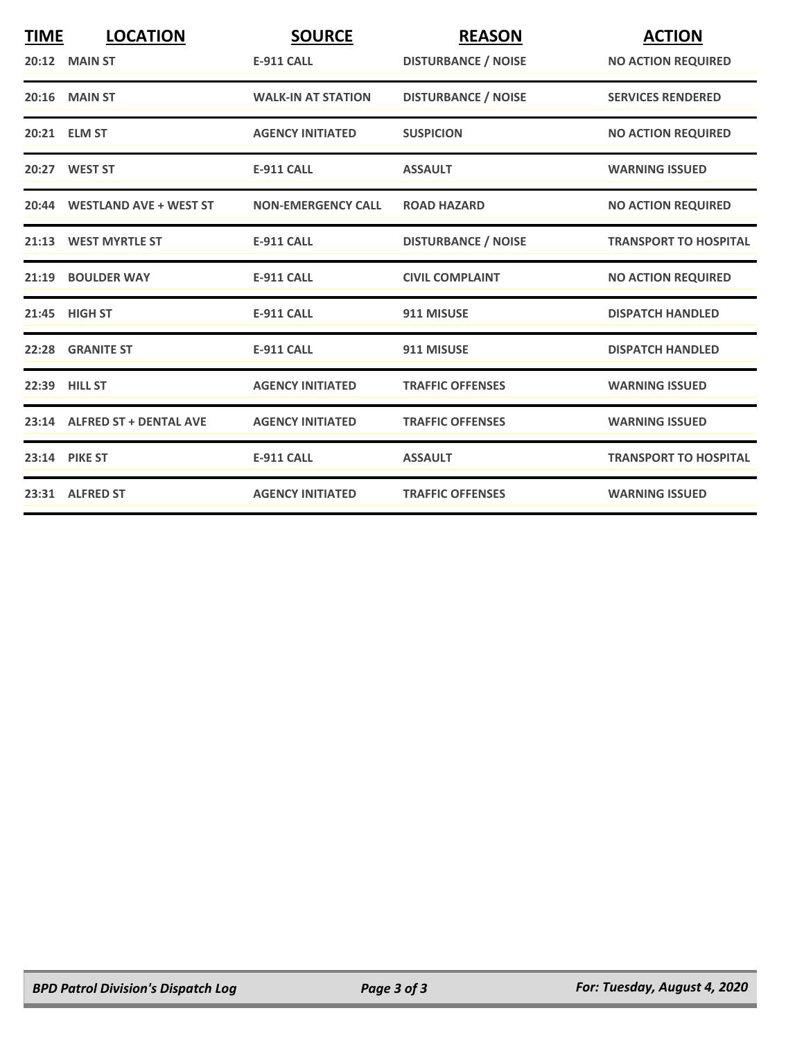| TIME | LOCATION | SOURCE | REASON | ACTION |
|---|---|---|---|---|
| 20:12 | MAIN ST | E-911 CALL | DISTURBANCE / NOISE | NO ACTION REQUIRED |
| 20:16 | MAIN ST | WALK-IN AT STATION | DISTURBANCE / NOISE | SERVICES RENDERED |
| 20:21 | ELM ST | AGENCY INITIATED | SUSPICION | NO ACTION REQUIRED |
| 20:27 | WEST ST | E-911 CALL | ASSAULT | WARNING ISSUED |
| 20:44 | WESTLAND AVE + WEST ST | NON-EMERGENCY CALL | ROAD HAZARD | NO ACTION REQUIRED |
| 21:13 | WEST MYRTLE ST | E-911 CALL | DISTURBANCE / NOISE | TRANSPORT TO HOSPITAL |
| 21:19 | BOULDER WAY | E-911 CALL | CIVIL COMPLAINT | NO ACTION REQUIRED |
| 21:45 | HIGH ST | E-911 CALL | 911 MISUSE | DISPATCH HANDLED |
| 22:28 | GRANITE ST | E-911 CALL | 911 MISUSE | DISPATCH HANDLED |
| 22:39 | HILL ST | AGENCY INITIATED | TRAFFIC OFFENSES | WARNING ISSUED |
| 23:14 | ALFRED ST + DENTAL AVE | AGENCY INITIATED | TRAFFIC OFFENSES | WARNING ISSUED |
| 23:14 | PIKE ST | E-911 CALL | ASSAULT | TRANSPORT TO HOSPITAL |
| 23:31 | ALFRED ST | AGENCY INITIATED | TRAFFIC OFFENSES | WARNING ISSUED |

*BPD Patrol Division's Dispatch Log* — *For: Tuesday, August 4, 2020*